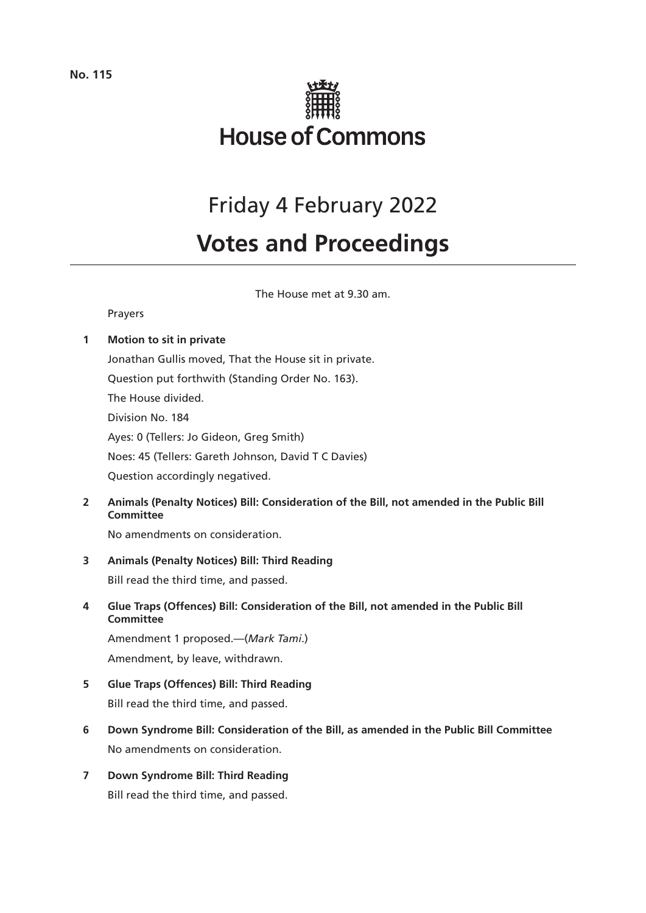**No. 115**

# House of Commons

## Friday 4 February 2022

# Votes and Proceedings

The House met at 9.30 am.

Prayers

**1 Motion to sit in private**

Jonathan Gullis moved, That the House sit in private.

Question put forthwith (Standing Order No. 163).

The House divided.

Division No. 184

Ayes: 0 (Tellers: Jo Gideon, Greg Smith)

Noes: 45 (Tellers: Gareth Johnson, David T C Davies)

Question accordingly negatived.

**2 Animals (Penalty Notices) Bill: Consideration of the Bill, not amended in the Public Bill Committee**

No amendments on consideration.

**3 Animals (Penalty Notices) Bill: Third Reading**

Bill read the third time, and passed.

**4 Glue Traps (Offences) Bill: Consideration of the Bill, not amended in the Public Bill Committee**

Amendment 1 proposed.—(*Mark Tami*.)

Amendment, by leave, withdrawn.

**5 Glue Traps (Offences) Bill: Third Reading**

Bill read the third time, and passed.

**6 Down Syndrome Bill: Consideration of the Bill, as amended in the Public Bill Committee**

No amendments on consideration.

**7 Down Syndrome Bill: Third Reading**

Bill read the third time, and passed.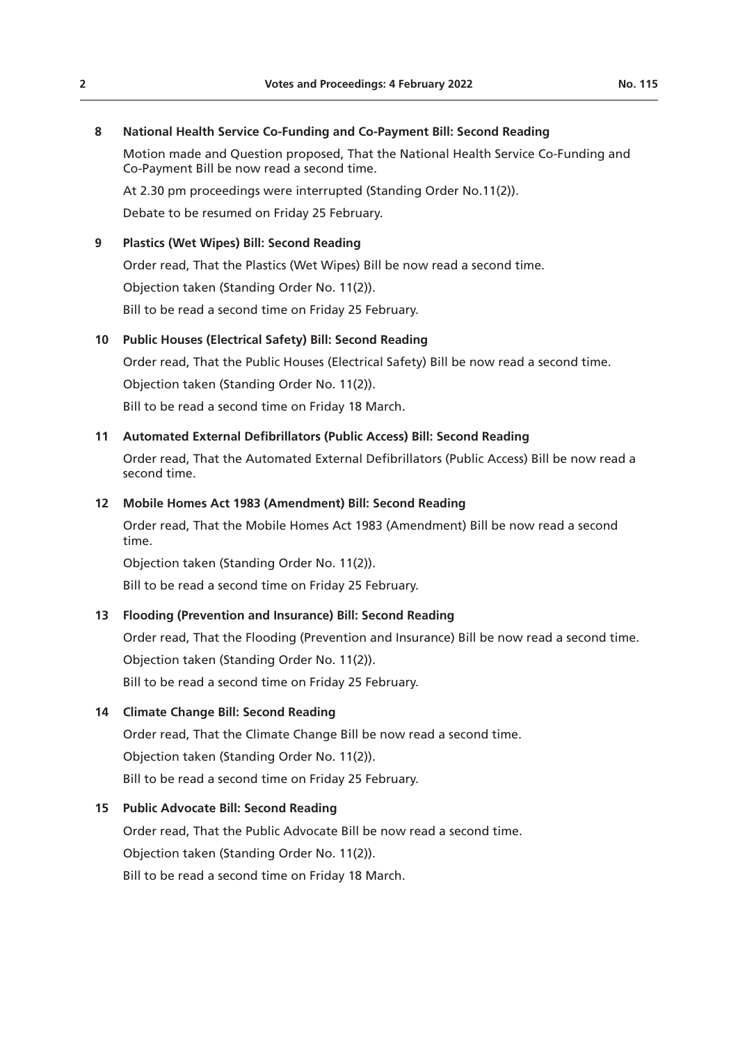**8 National Health Service Co-Funding and Co-Payment Bill: Second Reading**

Motion made and Question proposed, That the National Health Service Co-Funding and Co-Payment Bill be now read a second time.

At 2.30 pm proceedings were interrupted (Standing Order No.11(2)).

Debate to be resumed on Friday 25 February.

**9 Plastics (Wet Wipes) Bill: Second Reading**

Order read, That the Plastics (Wet Wipes) Bill be now read a second time.

Objection taken (Standing Order No. 11(2)).

Bill to be read a second time on Friday 25 February.

**10 Public Houses (Electrical Safety) Bill: Second Reading**

Order read, That the Public Houses (Electrical Safety) Bill be now read a second time.

Objection taken (Standing Order No. 11(2)).

Bill to be read a second time on Friday 18 March.

**11 Automated External Defibrillators (Public Access) Bill: Second Reading**

Order read, That the Automated External Defibrillators (Public Access) Bill be now read a second time.

**12 Mobile Homes Act 1983 (Amendment) Bill: Second Reading**

Order read, That the Mobile Homes Act 1983 (Amendment) Bill be now read a second time.

Objection taken (Standing Order No. 11(2)).

Bill to be read a second time on Friday 25 February.

**13 Flooding (Prevention and Insurance) Bill: Second Reading**

Order read, That the Flooding (Prevention and Insurance) Bill be now read a second time.

Objection taken (Standing Order No. 11(2)).

Bill to be read a second time on Friday 25 February.

**14 Climate Change Bill: Second Reading**

Order read, That the Climate Change Bill be now read a second time.

Objection taken (Standing Order No. 11(2)).

Bill to be read a second time on Friday 25 February.

**15 Public Advocate Bill: Second Reading**

Order read, That the Public Advocate Bill be now read a second time.

Objection taken (Standing Order No. 11(2)).

Bill to be read a second time on Friday 18 March.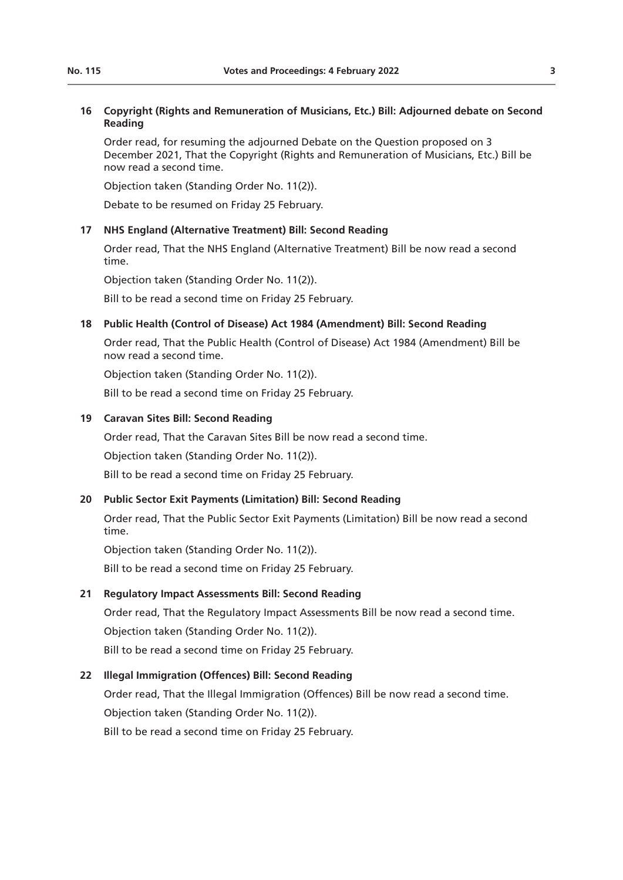## 16 Copyright (Rights and Remuneration of Musicians, Etc.) Bill: Adjourned debate on Second Reading

Order read, for resuming the adjourned Debate on the Question proposed on 3 December 2021, That the Copyright (Rights and Remuneration of Musicians, Etc.) Bill be now read a second time.

Objection taken (Standing Order No. 11(2)).

Debate to be resumed on Friday 25 February.

## 17 NHS England (Alternative Treatment) Bill: Second Reading

Order read, That the NHS England (Alternative Treatment) Bill be now read a second time.

Objection taken (Standing Order No. 11(2)).

Bill to be read a second time on Friday 25 February.

## 18 Public Health (Control of Disease) Act 1984 (Amendment) Bill: Second Reading

Order read, That the Public Health (Control of Disease) Act 1984 (Amendment) Bill be now read a second time.

Objection taken (Standing Order No. 11(2)).

Bill to be read a second time on Friday 25 February.

## 19 Caravan Sites Bill: Second Reading

Order read, That the Caravan Sites Bill be now read a second time.

Objection taken (Standing Order No. 11(2)).

Bill to be read a second time on Friday 25 February.

## 20 Public Sector Exit Payments (Limitation) Bill: Second Reading

Order read, That the Public Sector Exit Payments (Limitation) Bill be now read a second time.

Objection taken (Standing Order No. 11(2)).

Bill to be read a second time on Friday 25 February.

## 21 Regulatory Impact Assessments Bill: Second Reading

Order read, That the Regulatory Impact Assessments Bill be now read a second time.

Objection taken (Standing Order No. 11(2)).

Bill to be read a second time on Friday 25 February.

## 22 Illegal Immigration (Offences) Bill: Second Reading

Order read, That the Illegal Immigration (Offences) Bill be now read a second time.

Objection taken (Standing Order No. 11(2)).

Bill to be read a second time on Friday 25 February.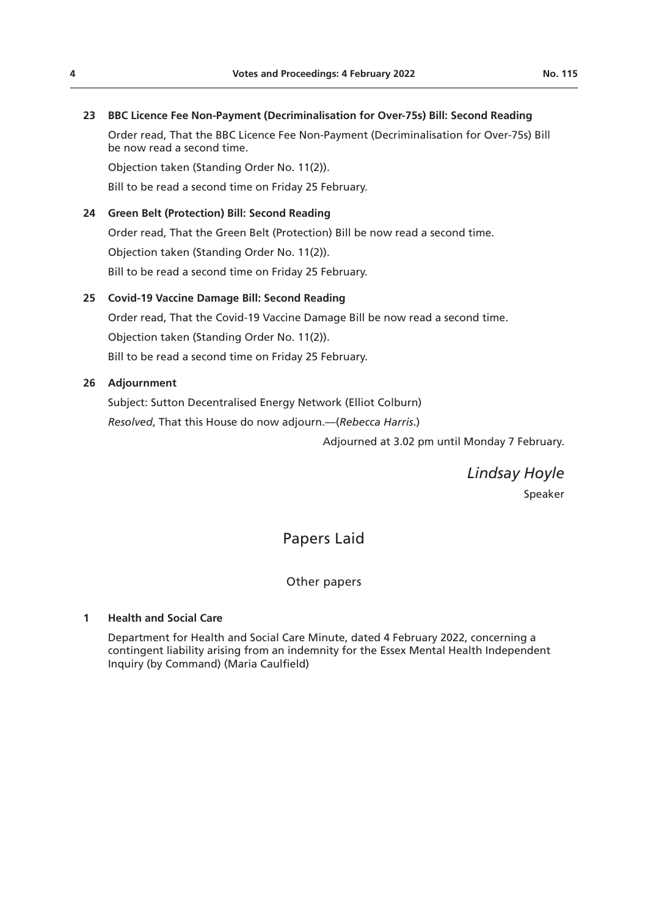**23 BBC Licence Fee Non-Payment (Decriminalisation for Over-75s) Bill: Second Reading**

Order read, That the BBC Licence Fee Non-Payment (Decriminalisation for Over-75s) Bill be now read a second time.

Objection taken (Standing Order No. 11(2)).

Bill to be read a second time on Friday 25 February.

**24 Green Belt (Protection) Bill: Second Reading**

Order read, That the Green Belt (Protection) Bill be now read a second time.

Objection taken (Standing Order No. 11(2)).

Bill to be read a second time on Friday 25 February.

**25 Covid-19 Vaccine Damage Bill: Second Reading**

Order read, That the Covid-19 Vaccine Damage Bill be now read a second time.

Objection taken (Standing Order No. 11(2)).

Bill to be read a second time on Friday 25 February.

**26 Adjournment**

Subject: Sutton Decentralised Energy Network (Elliot Colburn)

*Resolved*, That this House do now adjourn.—(*Rebecca Harris*.)

Adjourned at 3.02 pm until Monday 7 February.

*Lindsay Hoyle*

Speaker

## Papers Laid

### Other papers

**1 Health and Social Care**

Department for Health and Social Care Minute, dated 4 February 2022, concerning a contingent liability arising from an indemnity for the Essex Mental Health Independent Inquiry (by Command) (Maria Caulfield)